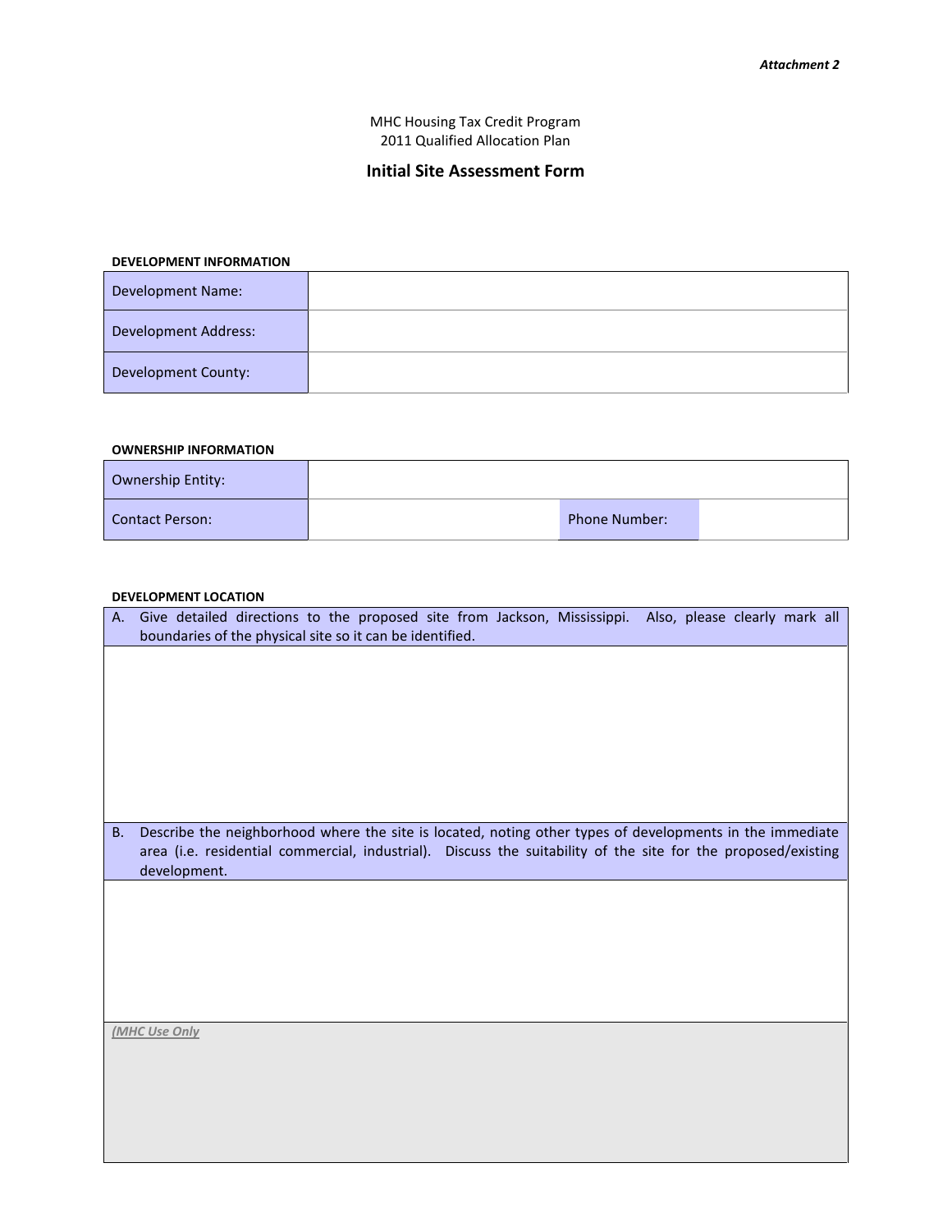*Attachment 2*

MHC Housing Tax Credit Program
2011 Qualified Allocation Plan

## Initial Site Assessment Form

**DEVELOPMENT INFORMATION**

| Development Name: | |
|---|---|
| Development Address: | |
| Development County: | |

**OWNERSHIP INFORMATION**

| Ownership Entity: | | | |
|---|---|---|---|
| Contact Person: | | Phone Number: | |

**DEVELOPMENT LOCATION**

A. Give detailed directions to the proposed site from Jackson, Mississippi. Also, please clearly mark all boundaries of the physical site so it can be identified.

B. Describe the neighborhood where the site is located, noting other types of developments in the immediate area (i.e. residential commercial, industrial). Discuss the suitability of the site for the proposed/existing development.

*(MHC Use Only*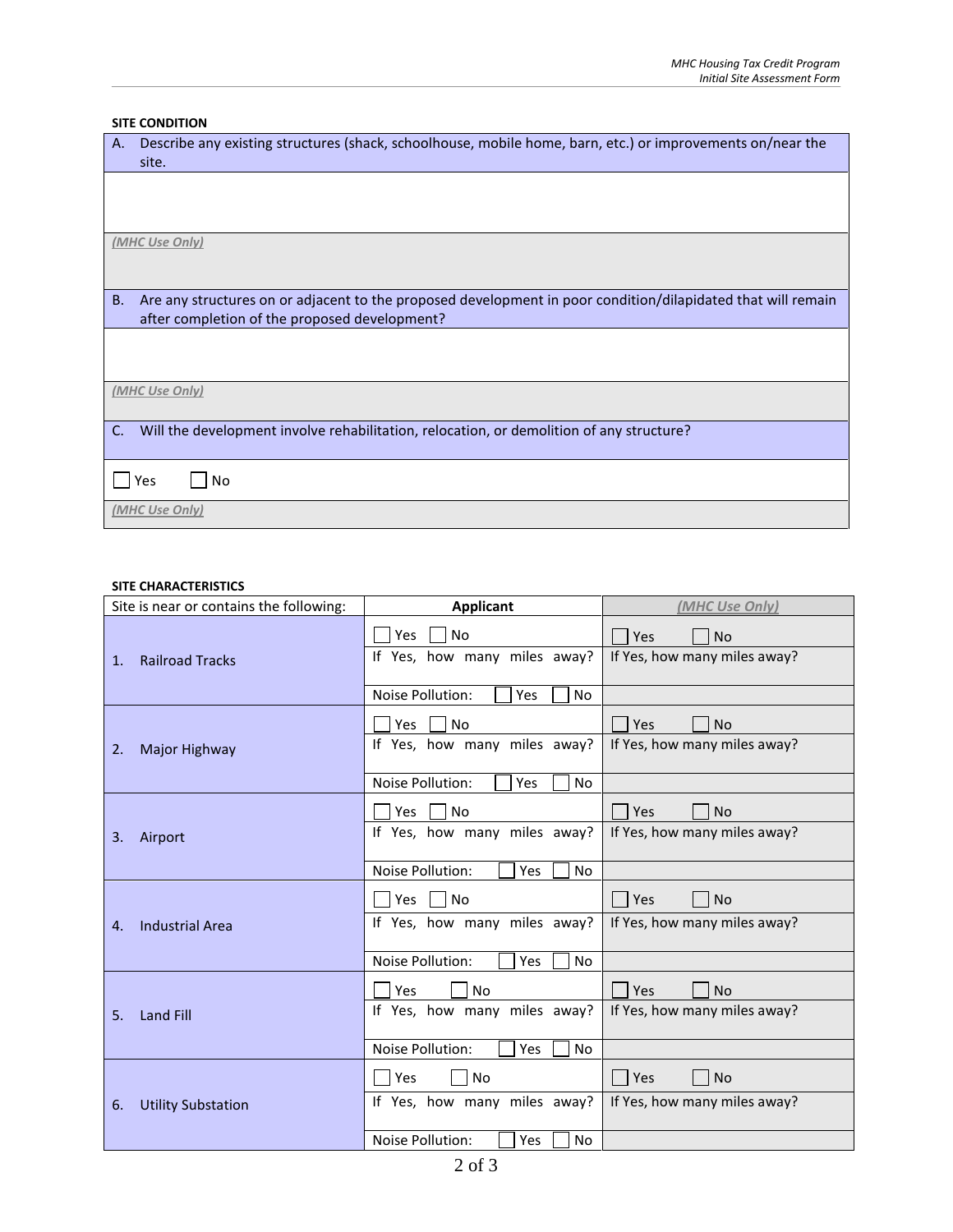**SITE CONDITION**

A. Describe any existing structures (shack, schoolhouse, mobile home, barn, etc.) or improvements on/near the site.

*(MHC Use Only)*

B. Are any structures on or adjacent to the proposed development in poor condition/dilapidated that will remain after completion of the proposed development?

*(MHC Use Only)*

C. Will the development involve rehabilitation, relocation, or demolition of any structure?

☐ Yes ☐ No

*(MHC Use Only)*

**SITE CHARACTERISTICS**

| Site is near or contains the following: | Applicant | *(MHC Use Only)* |
|---|---|---|
| 1. Railroad Tracks | ☐ Yes ☐ No | ☐ Yes ☐ No |
| | If Yes, how many miles away? | If Yes, how many miles away? |
| | Noise Pollution: ☐ Yes ☐ No | |
| 2. Major Highway | ☐ Yes ☐ No | ☐ Yes ☐ No |
| | If Yes, how many miles away? | If Yes, how many miles away? |
| | Noise Pollution: ☐ Yes ☐ No | |
| 3. Airport | ☐ Yes ☐ No | ☐ Yes ☐ No |
| | If Yes, how many miles away? | If Yes, how many miles away? |
| | Noise Pollution: ☐ Yes ☐ No | |
| 4. Industrial Area | ☐ Yes ☐ No | ☐ Yes ☐ No |
| | If Yes, how many miles away? | If Yes, how many miles away? |
| | Noise Pollution: ☐ Yes ☐ No | |
| 5. Land Fill | ☐ Yes ☐ No | ☐ Yes ☐ No |
| | If Yes, how many miles away? | If Yes, how many miles away? |
| | Noise Pollution: ☐ Yes ☐ No | |
| 6. Utility Substation | ☐ Yes ☐ No | ☐ Yes ☐ No |
| | If Yes, how many miles away? | If Yes, how many miles away? |
| | Noise Pollution: ☐ Yes ☐ No | |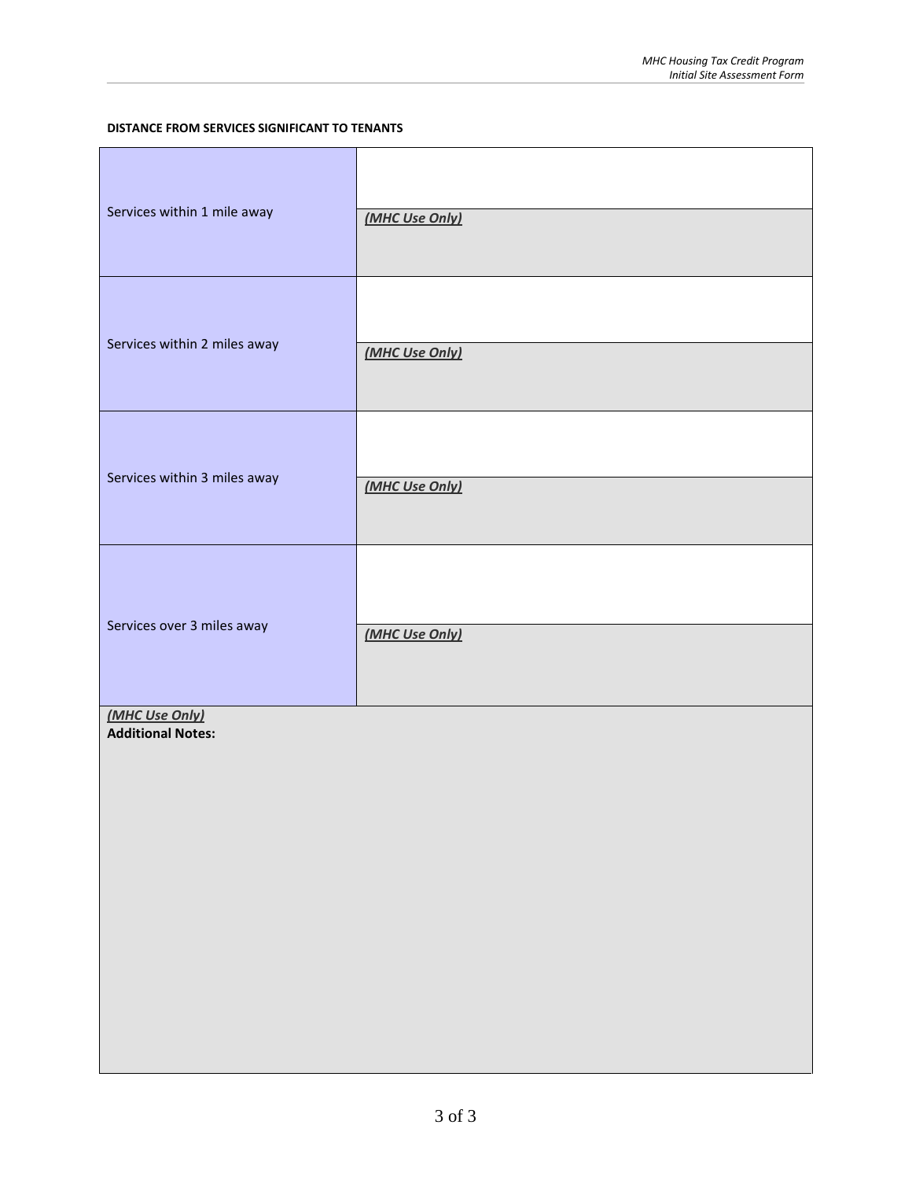**DISTANCE FROM SERVICES SIGNIFICANT TO TENANTS**

| | |
|---|---|
| Services within 1 mile away | <br>***(MHC Use Only)*** |
| Services within 2 miles away | <br>***(MHC Use Only)*** |
| Services within 3 miles away | <br>***(MHC Use Only)*** |
| Services over 3 miles away | <br>***(MHC Use Only)*** |

***(MHC Use Only)***
**Additional Notes:**